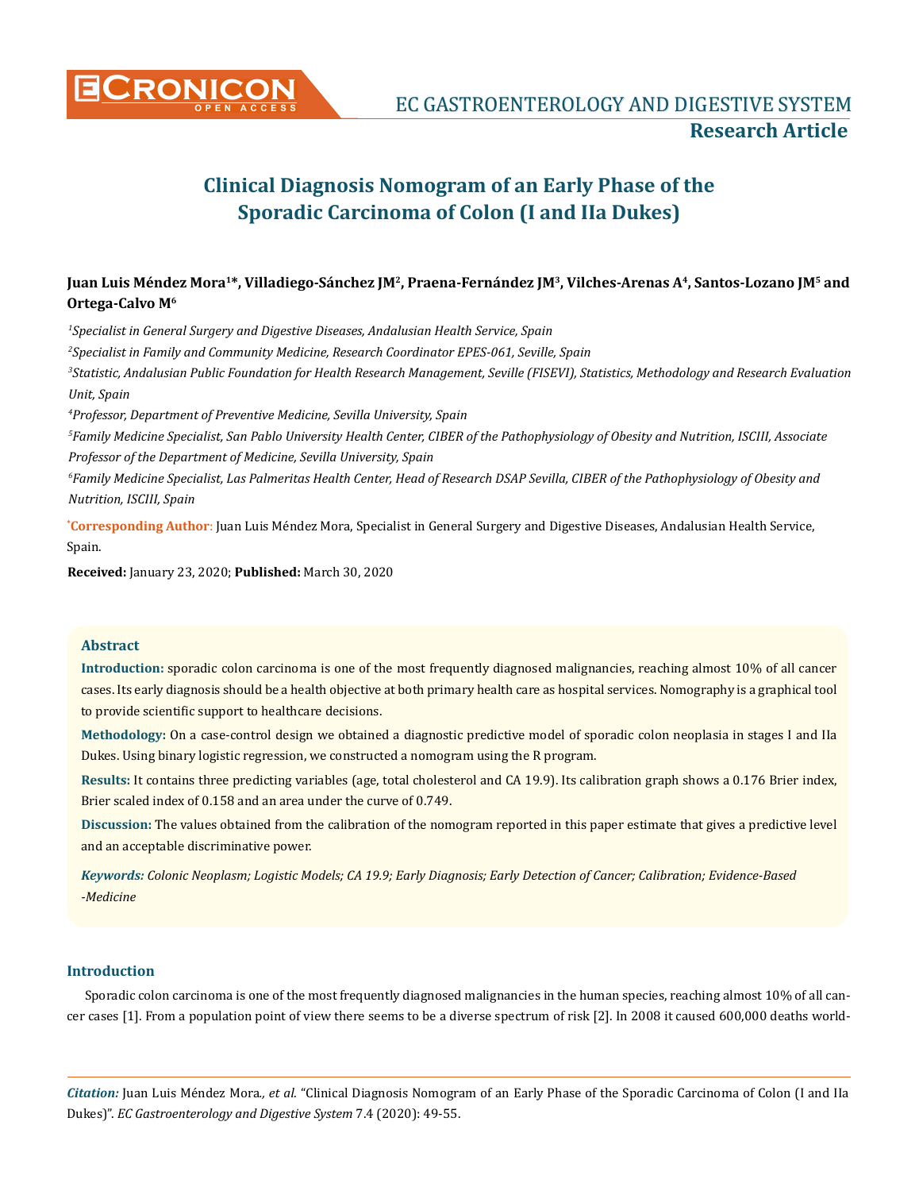# Clinical Diagnosis Nomogram of an Early Phase of the Sporadic Carcinoma of Colon (I and IIa Dukes)

**Juan Luis Méndez Mora[1]*, Villadiego-Sánchez JM[2], Praena-Fernández JM[3], Vilches-Arenas A[4], Santos-Lozano JM[5] and Ortega-Calvo M[6]**

*[1]Specialist in General Surgery and Digestive Diseases, Andalusian Health Service, Spain*

*[2]Specialist in Family and Community Medicine, Research Coordinator EPES-061, Seville, Spain*

*[3]Statistic, Andalusian Public Foundation for Health Research Management, Seville (FISEVI), Statistics, Methodology and Research Evaluation Unit, Spain*

*[4]Professor, Department of Preventive Medicine, Sevilla University, Spain*

*[5]Family Medicine Specialist, San Pablo University Health Center, CIBER of the Pathophysiology of Obesity and Nutrition, ISCIII, Associate Professor of the Department of Medicine, Sevilla University, Spain*

*[6]Family Medicine Specialist, Las Palmeritas Health Center, Head of Research DSAP Sevilla, CIBER of the Pathophysiology of Obesity and Nutrition, ISCIII, Spain*

***Corresponding Author:** Juan Luis Méndez Mora, Specialist in General Surgery and Digestive Diseases, Andalusian Health Service, Spain.

**Received:** January 23, 2020; **Published:** March 30, 2020

## Abstract

**Introduction:** sporadic colon carcinoma is one of the most frequently diagnosed malignancies, reaching almost 10% of all cancer cases. Its early diagnosis should be a health objective at both primary health care as hospital services. Nomography is a graphical tool to provide scientific support to healthcare decisions.

**Methodology:** On a case-control design we obtained a diagnostic predictive model of sporadic colon neoplasia in stages I and IIa Dukes. Using binary logistic regression, we constructed a nomogram using the R program.

**Results:** It contains three predicting variables (age, total cholesterol and CA 19.9). Its calibration graph shows a 0.176 Brier index, Brier scaled index of 0.158 and an area under the curve of 0.749.

**Discussion:** The values obtained from the calibration of the nomogram reported in this paper estimate that gives a predictive level and an acceptable discriminative power.

***Keywords:** Colonic Neoplasm; Logistic Models; CA 19.9; Early Diagnosis; Early Detection of Cancer; Calibration; Evidence-Based -Medicine*

## Introduction

Sporadic colon carcinoma is one of the most frequently diagnosed malignancies in the human species, reaching almost 10% of all cancer cases [1]. From a population point of view there seems to be a diverse spectrum of risk [2]. In 2008 it caused 600,000 deaths world-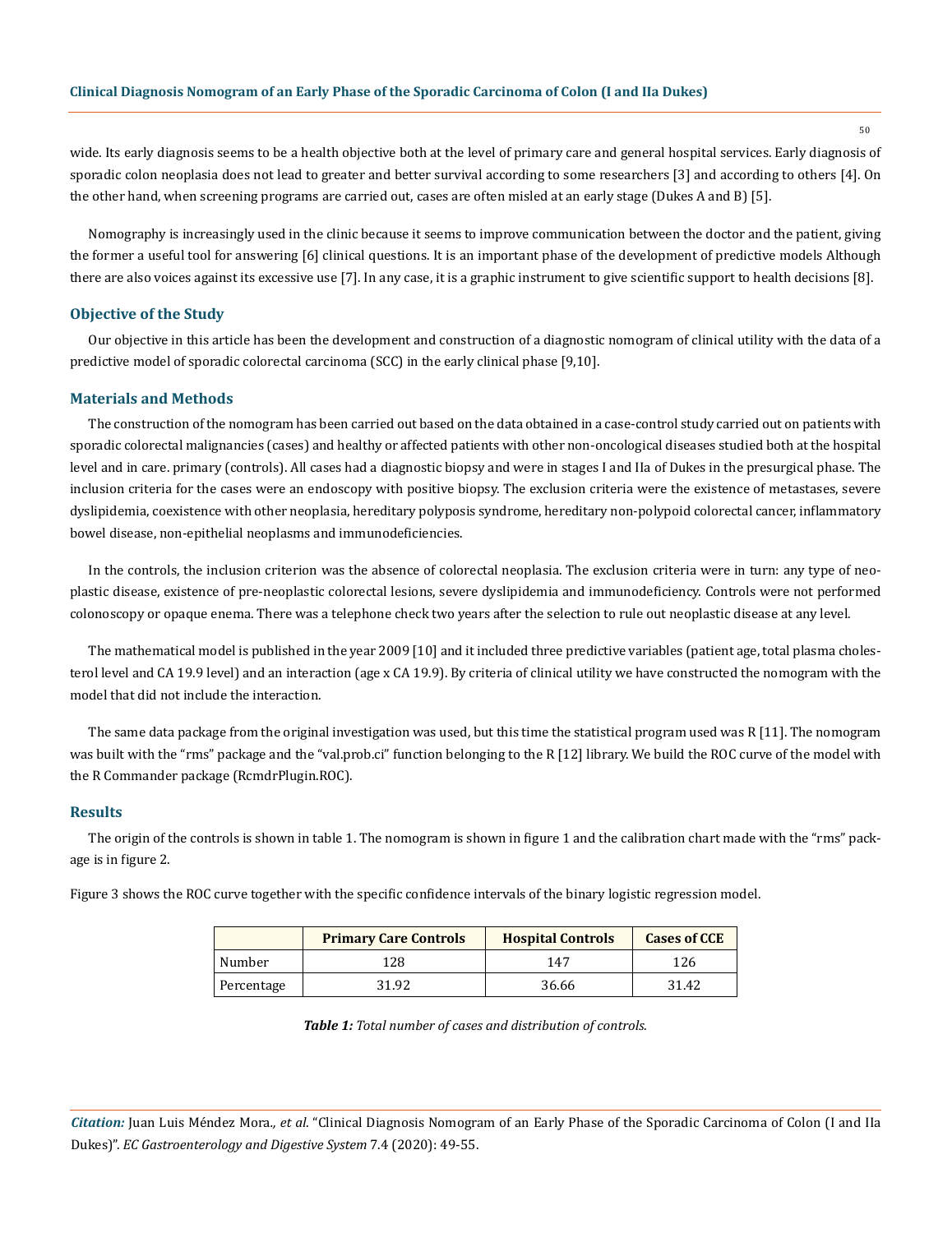wide. Its early diagnosis seems to be a health objective both at the level of primary care and general hospital services. Early diagnosis of sporadic colon neoplasia does not lead to greater and better survival according to some researchers [3] and according to others [4]. On the other hand, when screening programs are carried out, cases are often misled at an early stage (Dukes A and B) [5].

Nomography is increasingly used in the clinic because it seems to improve communication between the doctor and the patient, giving the former a useful tool for answering [6] clinical questions. It is an important phase of the development of predictive models Although there are also voices against its excessive use [7]. In any case, it is a graphic instrument to give scientific support to health decisions [8].

## Objective of the Study

Our objective in this article has been the development and construction of a diagnostic nomogram of clinical utility with the data of a predictive model of sporadic colorectal carcinoma (SCC) in the early clinical phase [9,10].

## Materials and Methods

The construction of the nomogram has been carried out based on the data obtained in a case-control study carried out on patients with sporadic colorectal malignancies (cases) and healthy or affected patients with other non-oncological diseases studied both at the hospital level and in care. primary (controls). All cases had a diagnostic biopsy and were in stages I and IIa of Dukes in the presurgical phase. The inclusion criteria for the cases were an endoscopy with positive biopsy. The exclusion criteria were the existence of metastases, severe dyslipidemia, coexistence with other neoplasia, hereditary polyposis syndrome, hereditary non-polypoid colorectal cancer, inflammatory bowel disease, non-epithelial neoplasms and immunodeficiencies.

In the controls, the inclusion criterion was the absence of colorectal neoplasia. The exclusion criteria were in turn: any type of neoplastic disease, existence of pre-neoplastic colorectal lesions, severe dyslipidemia and immunodeficiency. Controls were not performed colonoscopy or opaque enema. There was a telephone check two years after the selection to rule out neoplastic disease at any level.

The mathematical model is published in the year 2009 [10] and it included three predictive variables (patient age, total plasma cholesterol level and CA 19.9 level) and an interaction (age x CA 19.9). By criteria of clinical utility we have constructed the nomogram with the model that did not include the interaction.

The same data package from the original investigation was used, but this time the statistical program used was R [11]. The nomogram was built with the "rms" package and the "val.prob.ci" function belonging to the R [12] library. We build the ROC curve of the model with the R Commander package (RcmdrPlugin.ROC).

## Results

The origin of the controls is shown in table 1. The nomogram is shown in figure 1 and the calibration chart made with the "rms" package is in figure 2.

Figure 3 shows the ROC curve together with the specific confidence intervals of the binary logistic regression model.

| | Primary Care Controls | Hospital Controls | Cases of CCE |
|---|---|---|---|
| Number | 128 | 147 | 126 |
| Percentage | 31.92 | 36.66 | 31.42 |

***Table 1:** Total number of cases and distribution of controls.*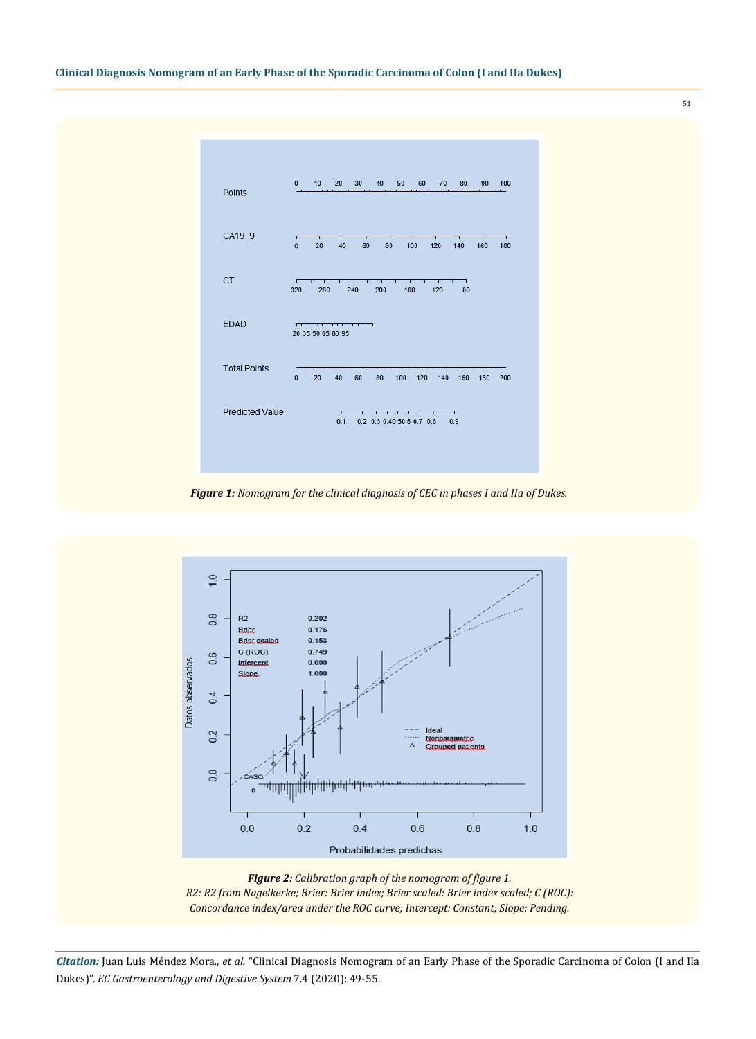**Figure 1:** *Nomogram for the clinical diagnosis of CEC in phases I and IIa of Dukes.*

**Figure 2:** *Calibration graph of the nomogram of figure 1.*
*R2: R2 from Nagelkerke; Brier: Brier index; Brier scaled: Brier index scaled; C (ROC): Concordance index/area under the ROC curve; Intercept: Constant; Slope: Pending.*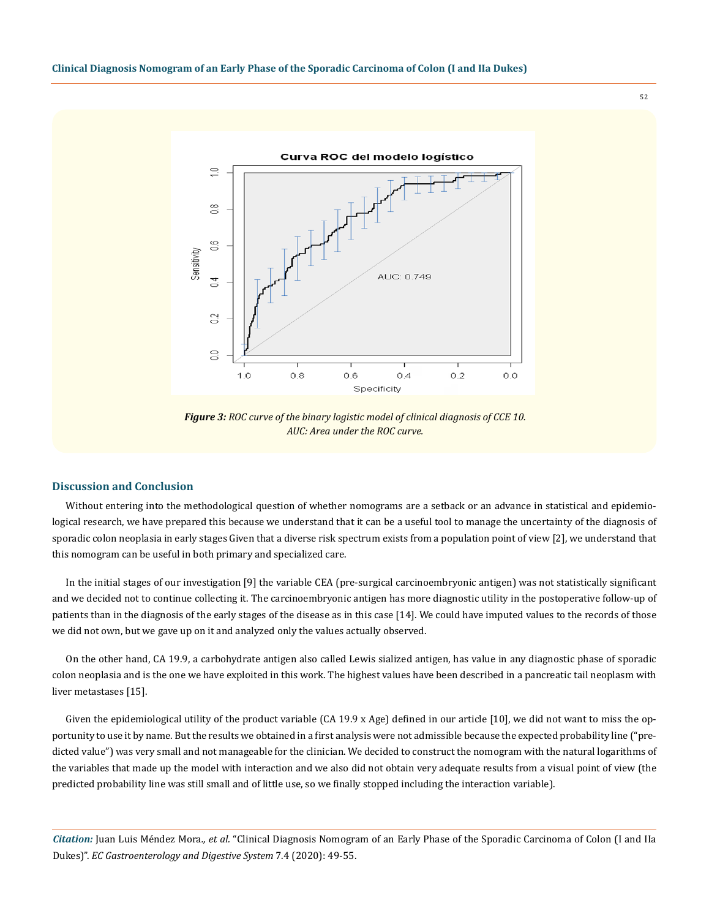*Figure 3: ROC curve of the binary logistic model of clinical diagnosis of CCE 10. AUC: Area under the ROC curve.*

## Discussion and Conclusion

Without entering into the methodological question of whether nomograms are a setback or an advance in statistical and epidemiological research, we have prepared this because we understand that it can be a useful tool to manage the uncertainty of the diagnosis of sporadic colon neoplasia in early stages Given that a diverse risk spectrum exists from a population point of view [2], we understand that this nomogram can be useful in both primary and specialized care.

In the initial stages of our investigation [9] the variable CEA (pre-surgical carcinoembryonic antigen) was not statistically significant and we decided not to continue collecting it. The carcinoembryonic antigen has more diagnostic utility in the postoperative follow-up of patients than in the diagnosis of the early stages of the disease as in this case [14]. We could have imputed values to the records of those we did not own, but we gave up on it and analyzed only the values actually observed.

On the other hand, CA 19.9, a carbohydrate antigen also called Lewis sialized antigen, has value in any diagnostic phase of sporadic colon neoplasia and is the one we have exploited in this work. The highest values have been described in a pancreatic tail neoplasm with liver metastases [15].

Given the epidemiological utility of the product variable (CA 19.9 x Age) defined in our article [10], we did not want to miss the opportunity to use it by name. But the results we obtained in a first analysis were not admissible because the expected probability line ("predicted value") was very small and not manageable for the clinician. We decided to construct the nomogram with the natural logarithms of the variables that made up the model with interaction and we also did not obtain very adequate results from a visual point of view (the predicted probability line was still small and of little use, so we finally stopped including the interaction variable).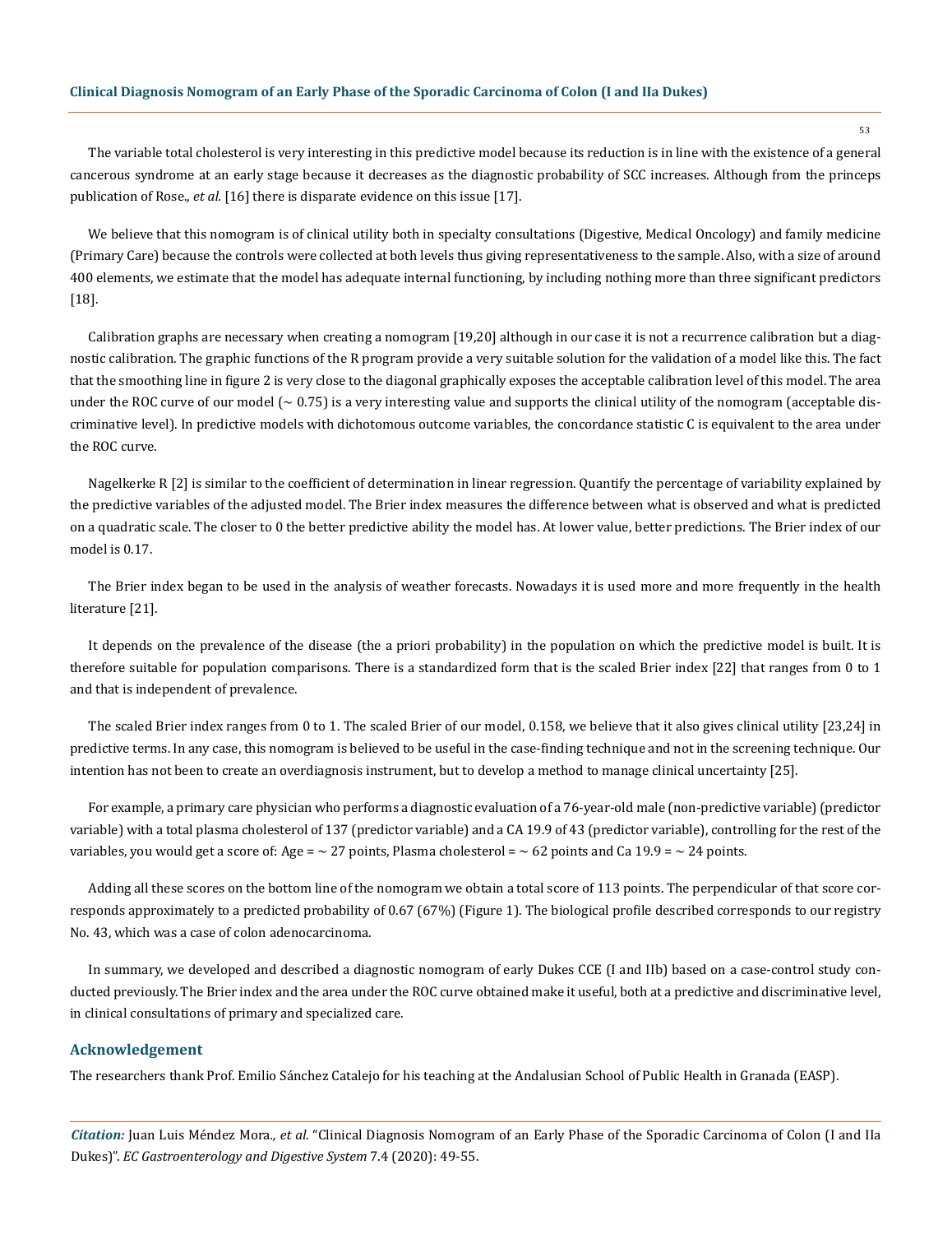The variable total cholesterol is very interesting in this predictive model because its reduction is in line with the existence of a general cancerous syndrome at an early stage because it decreases as the diagnostic probability of SCC increases. Although from the princeps publication of Rose., *et al.* [16] there is disparate evidence on this issue [17].

We believe that this nomogram is of clinical utility both in specialty consultations (Digestive, Medical Oncology) and family medicine (Primary Care) because the controls were collected at both levels thus giving representativeness to the sample. Also, with a size of around 400 elements, we estimate that the model has adequate internal functioning, by including nothing more than three significant predictors [18].

Calibration graphs are necessary when creating a nomogram [19,20] although in our case it is not a recurrence calibration but a diagnostic calibration. The graphic functions of the R program provide a very suitable solution for the validation of a model like this. The fact that the smoothing line in figure 2 is very close to the diagonal graphically exposes the acceptable calibration level of this model. The area under the ROC curve of our model (~ 0.75) is a very interesting value and supports the clinical utility of the nomogram (acceptable discriminative level). In predictive models with dichotomous outcome variables, the concordance statistic C is equivalent to the area under the ROC curve.

Nagelkerke R [2] is similar to the coefficient of determination in linear regression. Quantify the percentage of variability explained by the predictive variables of the adjusted model. The Brier index measures the difference between what is observed and what is predicted on a quadratic scale. The closer to 0 the better predictive ability the model has. At lower value, better predictions. The Brier index of our model is 0.17.

The Brier index began to be used in the analysis of weather forecasts. Nowadays it is used more and more frequently in the health literature [21].

It depends on the prevalence of the disease (the a priori probability) in the population on which the predictive model is built. It is therefore suitable for population comparisons. There is a standardized form that is the scaled Brier index [22] that ranges from 0 to 1 and that is independent of prevalence.

The scaled Brier index ranges from 0 to 1. The scaled Brier of our model, 0.158, we believe that it also gives clinical utility [23,24] in predictive terms. In any case, this nomogram is believed to be useful in the case-finding technique and not in the screening technique. Our intention has not been to create an overdiagnosis instrument, but to develop a method to manage clinical uncertainty [25].

For example, a primary care physician who performs a diagnostic evaluation of a 76-year-old male (non-predictive variable) (predictor variable) with a total plasma cholesterol of 137 (predictor variable) and a CA 19.9 of 43 (predictor variable), controlling for the rest of the variables, you would get a score of: Age = ~ 27 points, Plasma cholesterol = ~ 62 points and Ca 19.9 = ~ 24 points.

Adding all these scores on the bottom line of the nomogram we obtain a total score of 113 points. The perpendicular of that score corresponds approximately to a predicted probability of 0.67 (67%) (Figure 1). The biological profile described corresponds to our registry No. 43, which was a case of colon adenocarcinoma.

In summary, we developed and described a diagnostic nomogram of early Dukes CCE (I and IIb) based on a case-control study conducted previously. The Brier index and the area under the ROC curve obtained make it useful, both at a predictive and discriminative level, in clinical consultations of primary and specialized care.

## Acknowledgement

The researchers thank Prof. Emilio Sánchez Catalejo for his teaching at the Andalusian School of Public Health in Granada (EASP).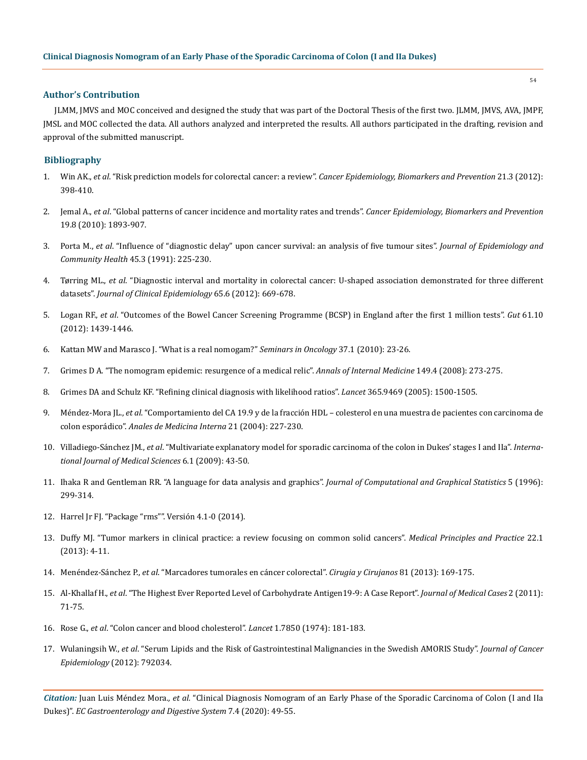## Author's Contribution

JLMM, JMVS and MOC conceived and designed the study that was part of the Doctoral Thesis of the first two. JLMM, JMVS, AVA, JMPF, JMSL and MOC collected the data. All authors analyzed and interpreted the results. All authors participated in the drafting, revision and approval of the submitted manuscript.

## Bibliography

1. Win AK., *et al*. "Risk prediction models for colorectal cancer: a review". *Cancer Epidemiology, Biomarkers and Prevention* 21.3 (2012): 398-410.
2. Jemal A., *et al*. "Global patterns of cancer incidence and mortality rates and trends". *Cancer Epidemiology, Biomarkers and Prevention* 19.8 (2010): 1893-907.
3. Porta M., *et al*. "Influence of "diagnostic delay" upon cancer survival: an analysis of five tumour sites". *Journal of Epidemiology and Community Health* 45.3 (1991): 225-230.
4. Tørring ML., *et al*. "Diagnostic interval and mortality in colorectal cancer: U-shaped association demonstrated for three different datasets". *Journal of Clinical Epidemiology* 65.6 (2012): 669-678.
5. Logan RF., *et al*. "Outcomes of the Bowel Cancer Screening Programme (BCSP) in England after the first 1 million tests". *Gut* 61.10 (2012): 1439-1446.
6. Kattan MW and Marasco J. "What is a real nomogam?" *Seminars in Oncology* 37.1 (2010): 23-26.
7. Grimes D A. "The nomogram epidemic: resurgence of a medical relic". *Annals of Internal Medicine* 149.4 (2008): 273-275.
8. Grimes DA and Schulz KF. "Refining clinical diagnosis with likelihood ratios". *Lancet* 365.9469 (2005): 1500-1505.
9. Méndez-Mora JL., *et al*. "Comportamiento del CA 19.9 y de la fracción HDL – colesterol en una muestra de pacientes con carcinoma de colon esporádico". *Anales de Medicina Interna* 21 (2004): 227-230.
10. Villadiego-Sánchez JM., *et al*. "Multivariate explanatory model for sporadic carcinoma of the colon in Dukes' stages I and IIa". *International Journal of Medical Sciences* 6.1 (2009): 43-50.
11. Ihaka R and Gentleman RR. "A language for data analysis and graphics". *Journal of Computational and Graphical Statistics* 5 (1996): 299-314.
12. Harrel Jr FJ. "Package "rms"". Versión 4.1-0 (2014).
13. Duffy MJ. "Tumor markers in clinical practice: a review focusing on common solid cancers". *Medical Principles and Practice* 22.1 (2013): 4-11.
14. Menéndez-Sánchez P., *et al*. "Marcadores tumorales en cáncer colorectal". *Cirugia y Cirujanos* 81 (2013): 169-175.
15. Al-Khallaf H., *et al*. "The Highest Ever Reported Level of Carbohydrate Antigen19-9: A Case Report". *Journal of Medical Cases* 2 (2011): 71-75.
16. Rose G., *et al*. "Colon cancer and blood cholesterol". *Lancet* 1.7850 (1974): 181-183.
17. Wulaningsih W., *et al*. "Serum Lipids and the Risk of Gastrointestinal Malignancies in the Swedish AMORIS Study". *Journal of Cancer Epidemiology* (2012): 792034.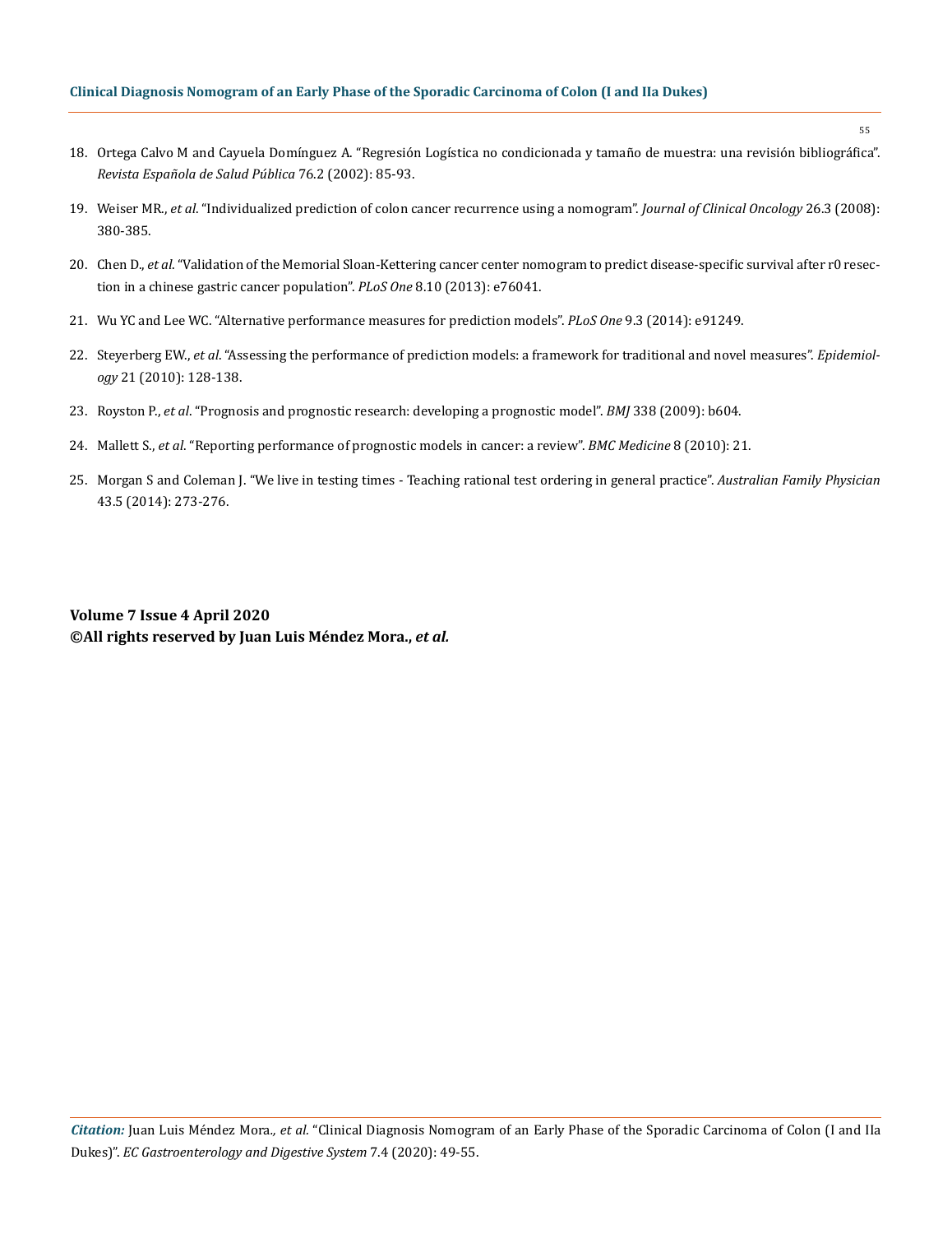18. Ortega Calvo M and Cayuela Domínguez A. "Regresión Logística no condicionada y tamaño de muestra: una revisión bibliográfica". *Revista Española de Salud Pública* 76.2 (2002): 85-93.
19. Weiser MR., *et al*. "Individualized prediction of colon cancer recurrence using a nomogram". *Journal of Clinical Oncology* 26.3 (2008): 380-385.
20. Chen D., *et al*. "Validation of the Memorial Sloan-Kettering cancer center nomogram to predict disease-specific survival after r0 resection in a chinese gastric cancer population". *PLoS One* 8.10 (2013): e76041.
21. Wu YC and Lee WC. "Alternative performance measures for prediction models". *PLoS One* 9.3 (2014): e91249.
22. Steyerberg EW., *et al*. "Assessing the performance of prediction models: a framework for traditional and novel measures". *Epidemiology* 21 (2010): 128-138.
23. Royston P., *et al*. "Prognosis and prognostic research: developing a prognostic model". *BMJ* 338 (2009): b604.
24. Mallett S., *et al*. "Reporting performance of prognostic models in cancer: a review". *BMC Medicine* 8 (2010): 21.
25. Morgan S and Coleman J. "We live in testing times - Teaching rational test ordering in general practice". *Australian Family Physician* 43.5 (2014): 273-276.

**Volume 7 Issue 4 April 2020**
**©All rights reserved by Juan Luis Méndez Mora., *et al.***